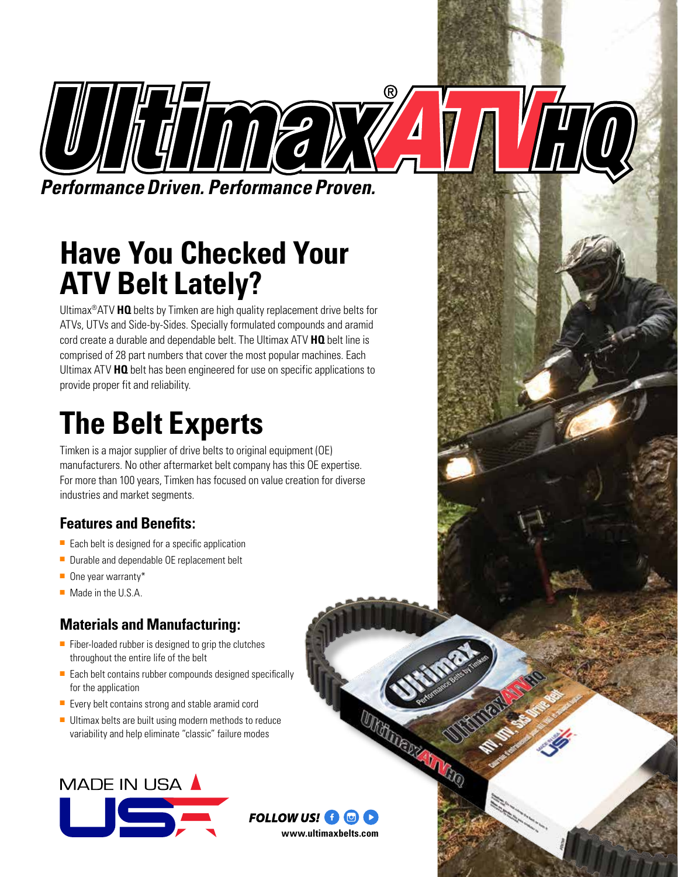# Ultimax® ATV HQ

*Performance Driven. Performance Proven.*

## Have You Checked Your ATV Belt Lately?

Ultimax® ATV **HQ** belts by Timken are high quality replacement drive belts for ATVs, UTVs and Side-by-Sides. Specially formulated compounds and aramid cord create a durable and dependable belt. The Ultimax ATV **HQ** belt line is comprised of 28 part numbers that cover the most popular machines. Each Ultimax ATV **HQ** belt has been engineered for use on specific applications to provide proper fit and reliability.

## The Belt Experts

Timken is a major supplier of drive belts to original equipment (OE) manufacturers. No other aftermarket belt company has this OE expertise. For more than 100 years, Timken has focused on value creation for diverse industries and market segments.

### Features and Benefits:

- Each belt is designed for a specific application
- Durable and dependable OE replacement belt
- One year warranty*
- Made in the U.S.A.

### Materials and Manufacturing:

- Fiber-loaded rubber is designed to grip the clutches throughout the entire life of the belt
- Each belt contains rubber compounds designed specifically for the application
- Every belt contains strong and stable aramid cord
- Ultimax belts are built using modern methods to reduce variability and help eliminate "classic" failure modes

MADE IN USA

**FOLLOW US!**
www.ultimaxbelts.com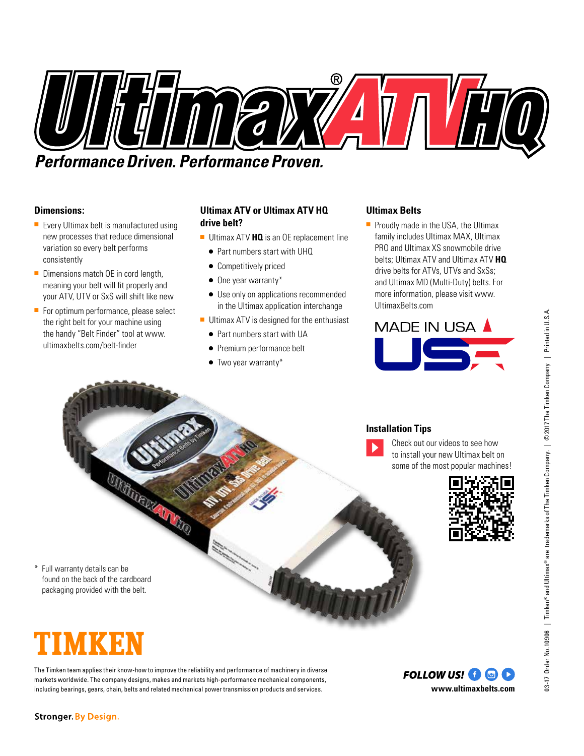# Ultimax ATV HQ

*Performance Driven. Performance Proven.*

### Dimensions:

- Every Ultimax belt is manufactured using new processes that reduce dimensional variation so every belt performs consistently
- Dimensions match OE in cord length, meaning your belt will fit properly and your ATV, UTV or SxS will shift like new
- For optimum performance, please select the right belt for your machine using the handy "Belt Finder" tool at www.ultimaxbelts.com/belt-finder

### Ultimax ATV or Ultimax ATV HQ drive belt?

- Ultimax ATV **HQ** is an OE replacement line
  - Part numbers start with UHQ
  - Competitively priced
  - One year warranty*
  - Use only on applications recommended in the Ultimax application interchange
- Ultimax ATV is designed for the enthusiast
  - Part numbers start with UA
  - Premium performance belt
  - Two year warranty*

### Ultimax Belts

- Proudly made in the USA, the Ultimax family includes Ultimax MAX, Ultimax PRO and Ultimax XS snowmobile drive belts; Ultimax ATV and Ultimax ATV **HQ** drive belts for ATVs, UTVs and SxSs; and Ultimax MD (Multi-Duty) belts. For more information, please visit www.UltimaxBelts.com

MADE IN USA

### Installation Tips

Check out our videos to see how to install your new Ultimax belt on some of the most popular machines!

\* Full warranty details can be found on the back of the cardboard packaging provided with the belt.

**TIMKEN**

The Timken team applies their know-how to improve the reliability and performance of machinery in diverse markets worldwide. The company designs, makes and markets high-performance mechanical components, including bearings, gears, chain, belts and related mechanical power transmission products and services.

**FOLLOW US!**

**www.ultimaxbelts.com**

Stronger. By Design.

03-17 Order No.10906 | Timken® and Ultimax® are trademarks of The Timken Company. | © 2017 The Timken Company | Printed in U.S.A.